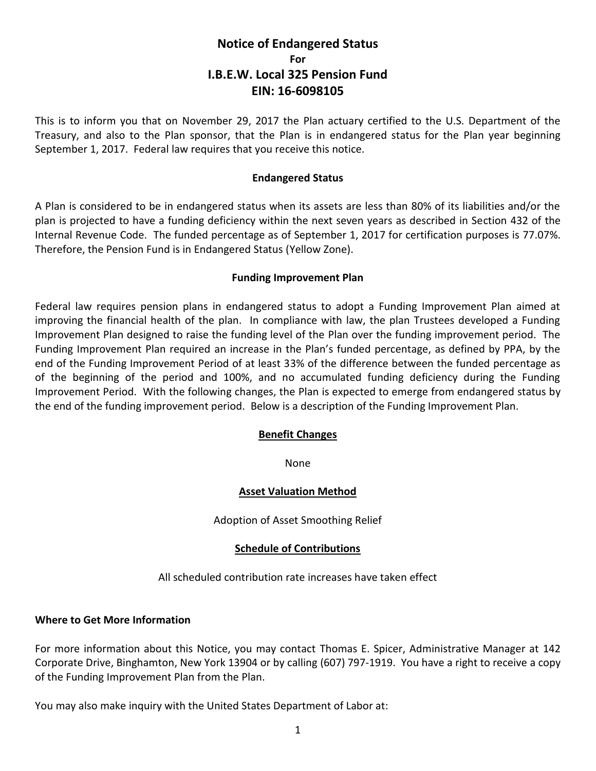# Notice of Endangered Status

**For**

# I.B.E.W. Local 325 Pension Fund

# EIN: 16-6098105

This is to inform you that on November 29, 2017 the Plan actuary certified to the U.S. Department of the Treasury, and also to the Plan sponsor, that the Plan is in endangered status for the Plan year beginning September 1, 2017. Federal law requires that you receive this notice.

## Endangered Status

A Plan is considered to be in endangered status when its assets are less than 80% of its liabilities and/or the plan is projected to have a funding deficiency within the next seven years as described in Section 432 of the Internal Revenue Code. The funded percentage as of September 1, 2017 for certification purposes is 77.07%. Therefore, the Pension Fund is in Endangered Status (Yellow Zone).

## Funding Improvement Plan

Federal law requires pension plans in endangered status to adopt a Funding Improvement Plan aimed at improving the financial health of the plan. In compliance with law, the plan Trustees developed a Funding Improvement Plan designed to raise the funding level of the Plan over the funding improvement period. The Funding Improvement Plan required an increase in the Plan's funded percentage, as defined by PPA, by the end of the Funding Improvement Period of at least 33% of the difference between the funded percentage as of the beginning of the period and 100%, and no accumulated funding deficiency during the Funding Improvement Period. With the following changes, the Plan is expected to emerge from endangered status by the end of the funding improvement period. Below is a description of the Funding Improvement Plan.

### Benefit Changes

None

### Asset Valuation Method

Adoption of Asset Smoothing Relief

### Schedule of Contributions

All scheduled contribution rate increases have taken effect

**Where to Get More Information**

For more information about this Notice, you may contact Thomas E. Spicer, Administrative Manager at 142 Corporate Drive, Binghamton, New York 13904 or by calling (607) 797-1919. You have a right to receive a copy of the Funding Improvement Plan from the Plan.

You may also make inquiry with the United States Department of Labor at: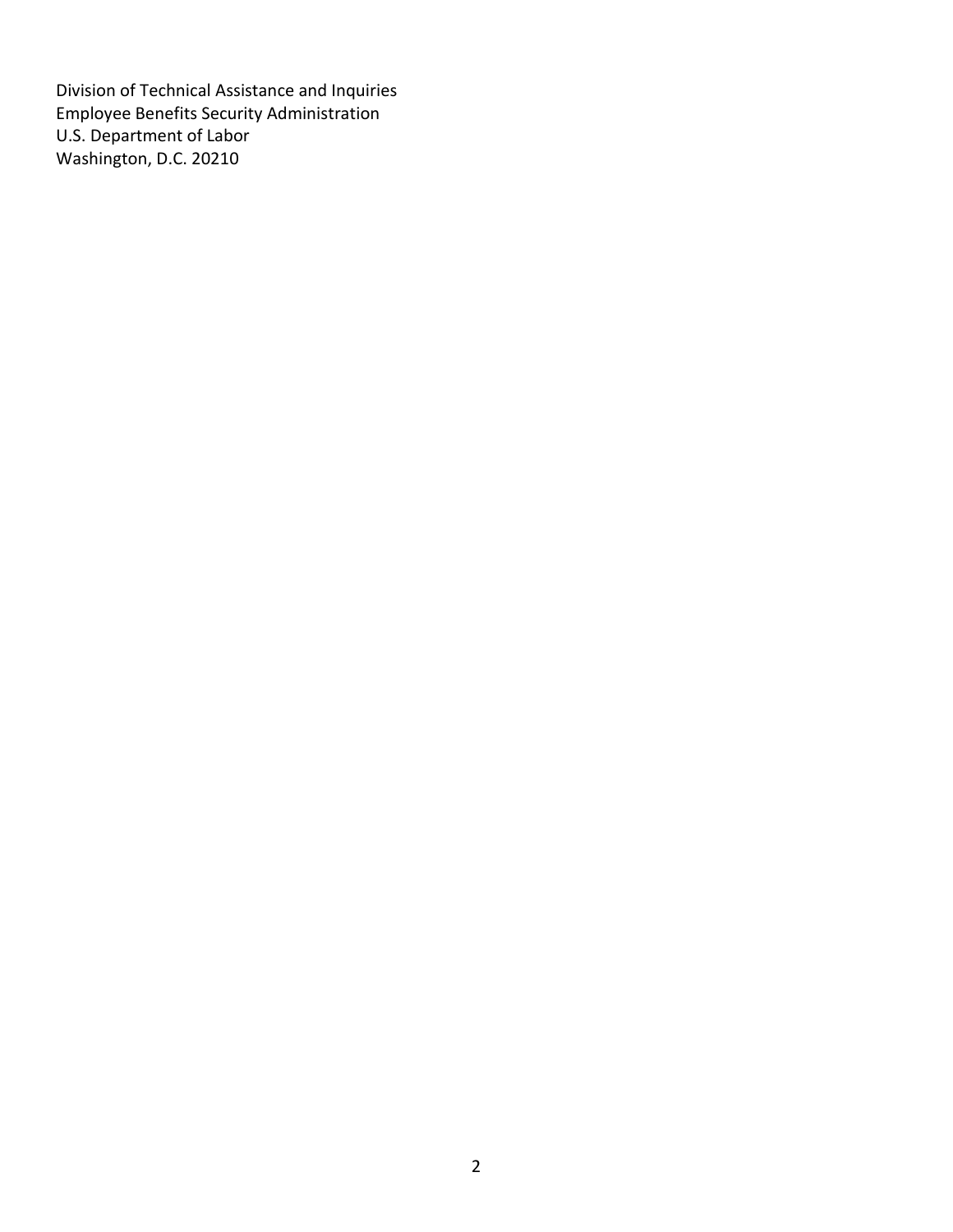Division of Technical Assistance and Inquiries
Employee Benefits Security Administration
U.S. Department of Labor
Washington, D.C. 20210